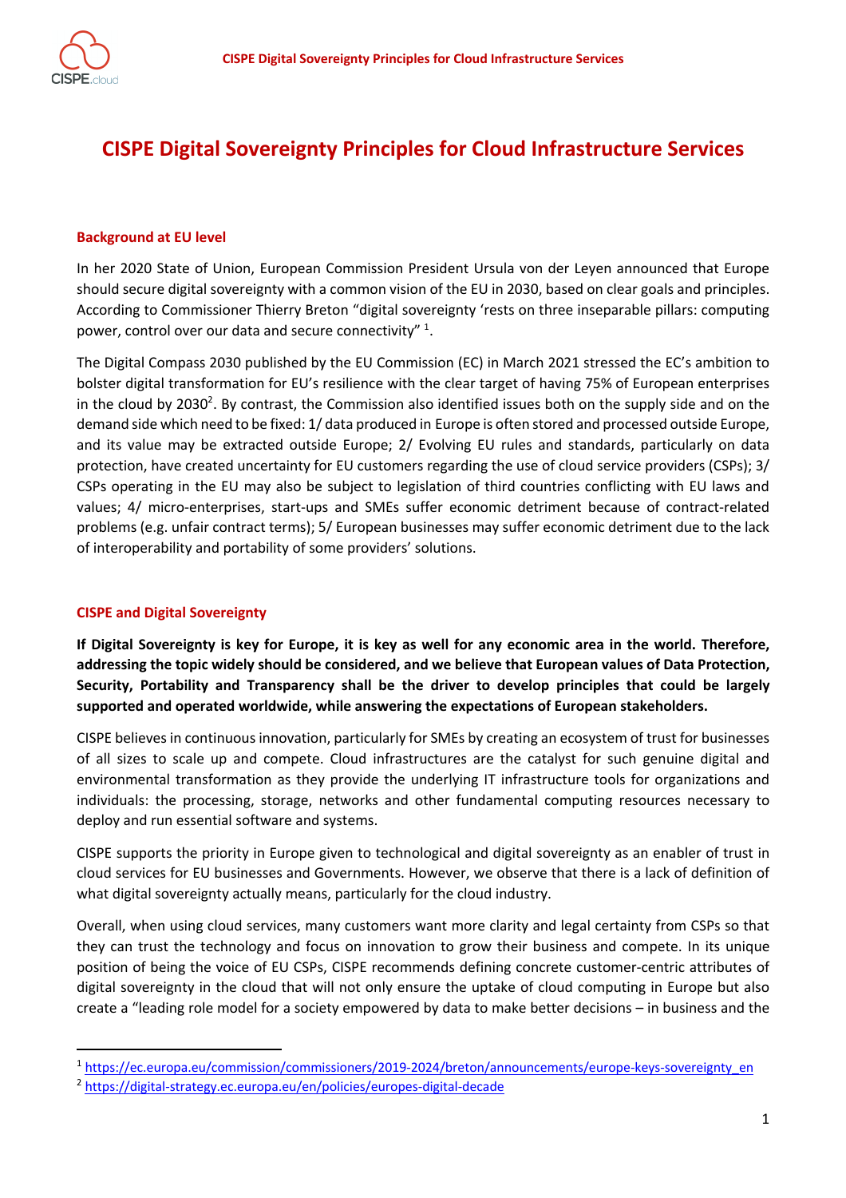# CISPE Digital Sovereignty Principles for Cloud Infrastructure Services

## Background at EU level

In her 2020 State of Union, European Commission President Ursula von der Leyen announced that Europe should secure digital sovereignty with a common vision of the EU in 2030, based on clear goals and principles. According to Commissioner Thierry Breton "digital sovereignty 'rests on three inseparable pillars: computing power, control over our data and secure connectivity" [1].

The Digital Compass 2030 published by the EU Commission (EC) in March 2021 stressed the EC's ambition to bolster digital transformation for EU's resilience with the clear target of having 75% of European enterprises in the cloud by 2030[2]. By contrast, the Commission also identified issues both on the supply side and on the demand side which need to be fixed: 1/ data produced in Europe is often stored and processed outside Europe, and its value may be extracted outside Europe; 2/ Evolving EU rules and standards, particularly on data protection, have created uncertainty for EU customers regarding the use of cloud service providers (CSPs); 3/ CSPs operating in the EU may also be subject to legislation of third countries conflicting with EU laws and values; 4/ micro-enterprises, start-ups and SMEs suffer economic detriment because of contract-related problems (e.g. unfair contract terms); 5/ European businesses may suffer economic detriment due to the lack of interoperability and portability of some providers' solutions.

## CISPE and Digital Sovereignty

**If Digital Sovereignty is key for Europe, it is key as well for any economic area in the world. Therefore, addressing the topic widely should be considered, and we believe that European values of Data Protection, Security, Portability and Transparency shall be the driver to develop principles that could be largely supported and operated worldwide, while answering the expectations of European stakeholders.**

CISPE believes in continuous innovation, particularly for SMEs by creating an ecosystem of trust for businesses of all sizes to scale up and compete. Cloud infrastructures are the catalyst for such genuine digital and environmental transformation as they provide the underlying IT infrastructure tools for organizations and individuals: the processing, storage, networks and other fundamental computing resources necessary to deploy and run essential software and systems.

CISPE supports the priority in Europe given to technological and digital sovereignty as an enabler of trust in cloud services for EU businesses and Governments. However, we observe that there is a lack of definition of what digital sovereignty actually means, particularly for the cloud industry.

Overall, when using cloud services, many customers want more clarity and legal certainty from CSPs so that they can trust the technology and focus on innovation to grow their business and compete. In its unique position of being the voice of EU CSPs, CISPE recommends defining concrete customer-centric attributes of digital sovereignty in the cloud that will not only ensure the uptake of cloud computing in Europe but also create a "leading role model for a society empowered by data to make better decisions – in business and the

[1] https://ec.europa.eu/commission/commissioners/2019-2024/breton/announcements/europe-keys-sovereignty_en

[2] https://digital-strategy.ec.europa.eu/en/policies/europes-digital-decade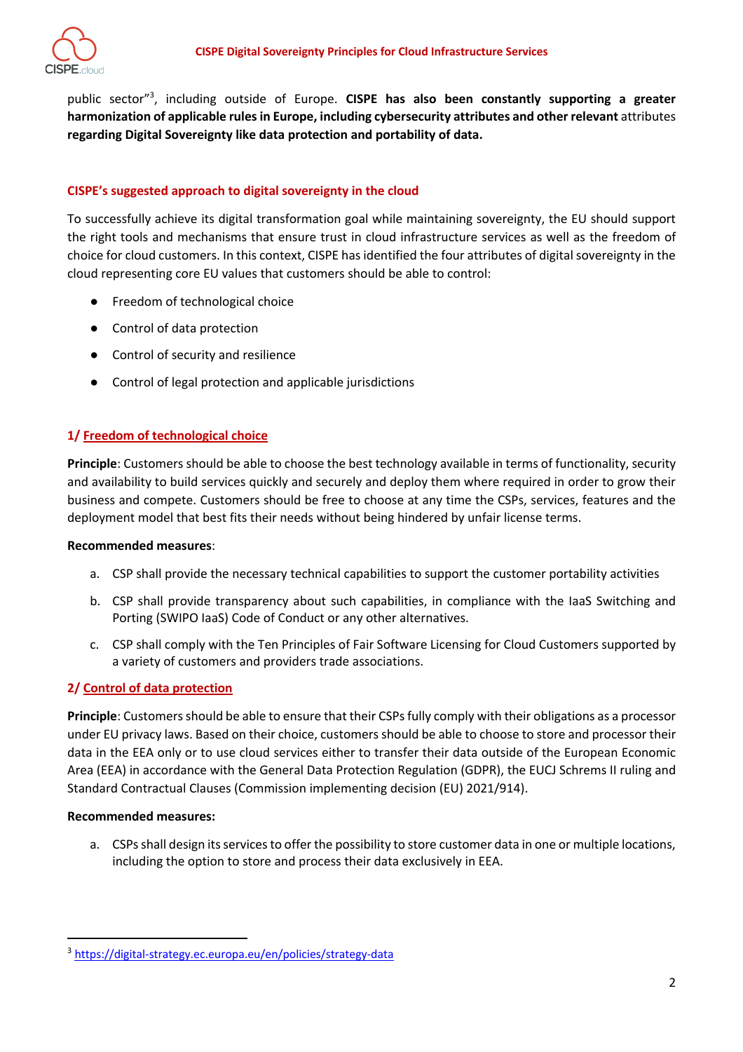public sector"[3], including outside of Europe. **CISPE has also been constantly supporting a greater harmonization of applicable rules in Europe, including cybersecurity attributes and other relevant** attributes **regarding Digital Sovereignty like data protection and portability of data.**

## CISPE's suggested approach to digital sovereignty in the cloud

To successfully achieve its digital transformation goal while maintaining sovereignty, the EU should support the right tools and mechanisms that ensure trust in cloud infrastructure services as well as the freedom of choice for cloud customers. In this context, CISPE has identified the four attributes of digital sovereignty in the cloud representing core EU values that customers should be able to control:

- Freedom of technological choice
- Control of data protection
- Control of security and resilience
- Control of legal protection and applicable jurisdictions

### 1/ Freedom of technological choice

**Principle**: Customers should be able to choose the best technology available in terms of functionality, security and availability to build services quickly and securely and deploy them where required in order to grow their business and compete. Customers should be free to choose at any time the CSPs, services, features and the deployment model that best fits their needs without being hindered by unfair license terms.

**Recommended measures**:

a. CSP shall provide the necessary technical capabilities to support the customer portability activities

b. CSP shall provide transparency about such capabilities, in compliance with the IaaS Switching and Porting (SWIPO IaaS) Code of Conduct or any other alternatives.

c. CSP shall comply with the Ten Principles of Fair Software Licensing for Cloud Customers supported by a variety of customers and providers trade associations.

### 2/ Control of data protection

**Principle**: Customers should be able to ensure that their CSPs fully comply with their obligations as a processor under EU privacy laws. Based on their choice, customers should be able to choose to store and processor their data in the EEA only or to use cloud services either to transfer their data outside of the European Economic Area (EEA) in accordance with the General Data Protection Regulation (GDPR), the EUCJ Schrems II ruling and Standard Contractual Clauses (Commission implementing decision (EU) 2021/914).

**Recommended measures:**

a. CSPs shall design its services to offer the possibility to store customer data in one or multiple locations, including the option to store and process their data exclusively in EEA.

---

[3] https://digital-strategy.ec.europa.eu/en/policies/strategy-data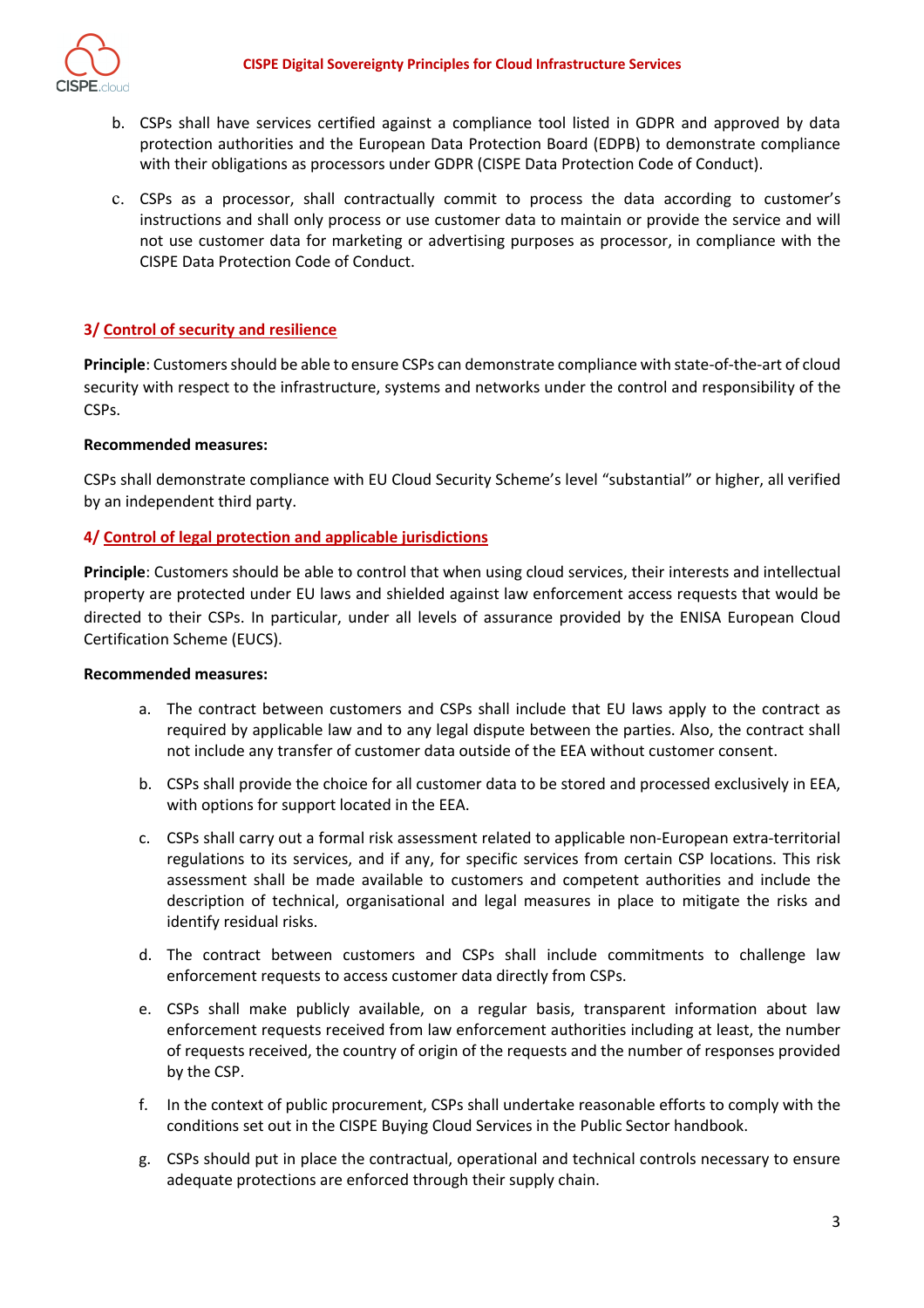b. CSPs shall have services certified against a compliance tool listed in GDPR and approved by data protection authorities and the European Data Protection Board (EDPB) to demonstrate compliance with their obligations as processors under GDPR (CISPE Data Protection Code of Conduct).

c. CSPs as a processor, shall contractually commit to process the data according to customer's instructions and shall only process or use customer data to maintain or provide the service and will not use customer data for marketing or advertising purposes as processor, in compliance with the CISPE Data Protection Code of Conduct.

## 3/ Control of security and resilience

**Principle**: Customers should be able to ensure CSPs can demonstrate compliance with state-of-the-art of cloud security with respect to the infrastructure, systems and networks under the control and responsibility of the CSPs.

**Recommended measures:**

CSPs shall demonstrate compliance with EU Cloud Security Scheme's level "substantial" or higher, all verified by an independent third party.

## 4/ Control of legal protection and applicable jurisdictions

**Principle**: Customers should be able to control that when using cloud services, their interests and intellectual property are protected under EU laws and shielded against law enforcement access requests that would be directed to their CSPs. In particular, under all levels of assurance provided by the ENISA European Cloud Certification Scheme (EUCS).

**Recommended measures:**

a. The contract between customers and CSPs shall include that EU laws apply to the contract as required by applicable law and to any legal dispute between the parties. Also, the contract shall not include any transfer of customer data outside of the EEA without customer consent.

b. CSPs shall provide the choice for all customer data to be stored and processed exclusively in EEA, with options for support located in the EEA.

c. CSPs shall carry out a formal risk assessment related to applicable non-European extra-territorial regulations to its services, and if any, for specific services from certain CSP locations. This risk assessment shall be made available to customers and competent authorities and include the description of technical, organisational and legal measures in place to mitigate the risks and identify residual risks.

d. The contract between customers and CSPs shall include commitments to challenge law enforcement requests to access customer data directly from CSPs.

e. CSPs shall make publicly available, on a regular basis, transparent information about law enforcement requests received from law enforcement authorities including at least, the number of requests received, the country of origin of the requests and the number of responses provided by the CSP.

f. In the context of public procurement, CSPs shall undertake reasonable efforts to comply with the conditions set out in the CISPE Buying Cloud Services in the Public Sector handbook.

g. CSPs should put in place the contractual, operational and technical controls necessary to ensure adequate protections are enforced through their supply chain.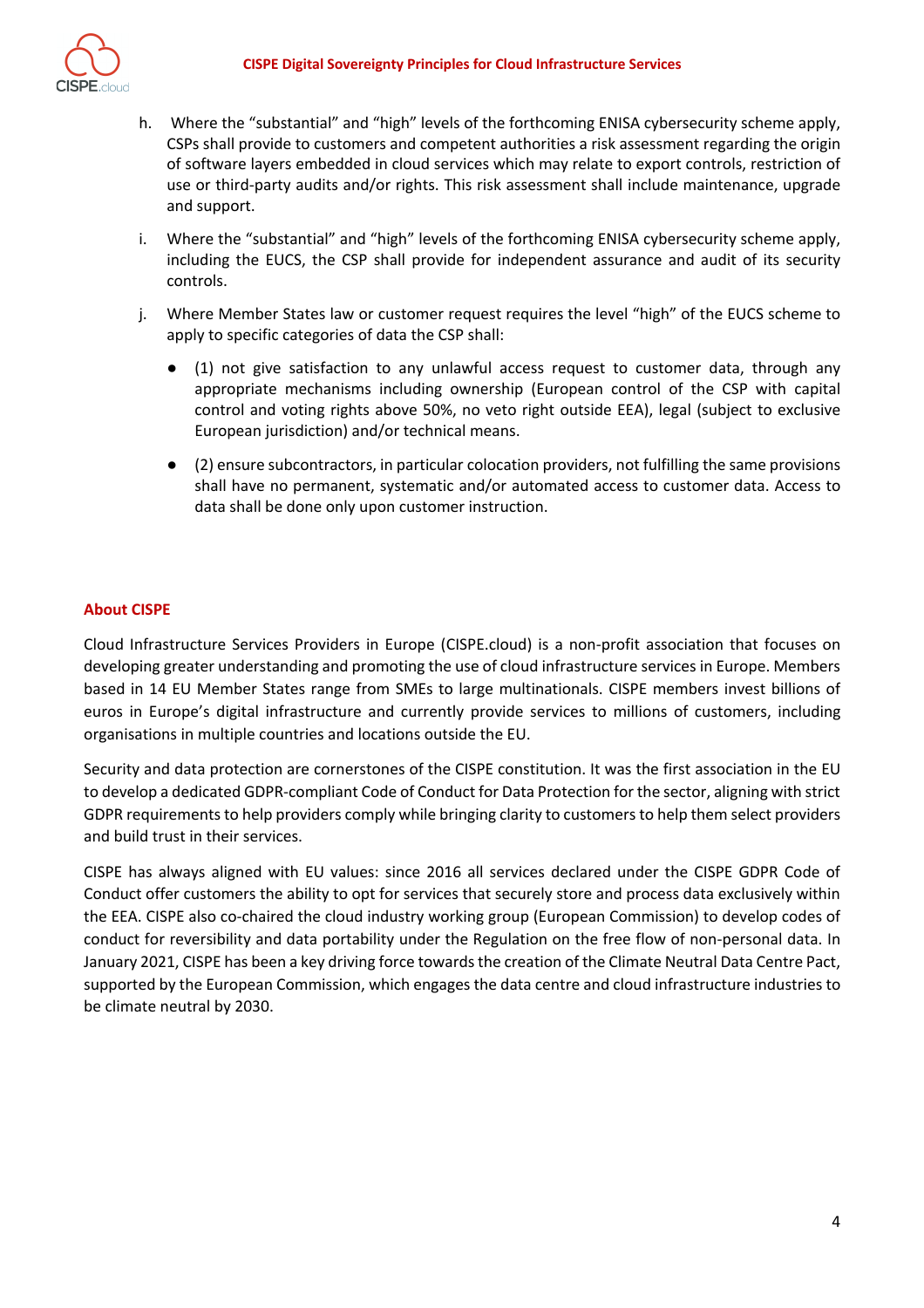h. Where the "substantial" and "high" levels of the forthcoming ENISA cybersecurity scheme apply, CSPs shall provide to customers and competent authorities a risk assessment regarding the origin of software layers embedded in cloud services which may relate to export controls, restriction of use or third-party audits and/or rights. This risk assessment shall include maintenance, upgrade and support.

i. Where the "substantial" and "high" levels of the forthcoming ENISA cybersecurity scheme apply, including the EUCS, the CSP shall provide for independent assurance and audit of its security controls.

j. Where Member States law or customer request requires the level "high" of the EUCS scheme to apply to specific categories of data the CSP shall:

- (1) not give satisfaction to any unlawful access request to customer data, through any appropriate mechanisms including ownership (European control of the CSP with capital control and voting rights above 50%, no veto right outside EEA), legal (subject to exclusive European jurisdiction) and/or technical means.

- (2) ensure subcontractors, in particular colocation providers, not fulfilling the same provisions shall have no permanent, systematic and/or automated access to customer data. Access to data shall be done only upon customer instruction.

## About CISPE

Cloud Infrastructure Services Providers in Europe (CISPE.cloud) is a non-profit association that focuses on developing greater understanding and promoting the use of cloud infrastructure services in Europe. Members based in 14 EU Member States range from SMEs to large multinationals. CISPE members invest billions of euros in Europe's digital infrastructure and currently provide services to millions of customers, including organisations in multiple countries and locations outside the EU.

Security and data protection are cornerstones of the CISPE constitution. It was the first association in the EU to develop a dedicated GDPR-compliant Code of Conduct for Data Protection for the sector, aligning with strict GDPR requirements to help providers comply while bringing clarity to customers to help them select providers and build trust in their services.

CISPE has always aligned with EU values: since 2016 all services declared under the CISPE GDPR Code of Conduct offer customers the ability to opt for services that securely store and process data exclusively within the EEA. CISPE also co-chaired the cloud industry working group (European Commission) to develop codes of conduct for reversibility and data portability under the Regulation on the free flow of non-personal data. In January 2021, CISPE has been a key driving force towards the creation of the Climate Neutral Data Centre Pact, supported by the European Commission, which engages the data centre and cloud infrastructure industries to be climate neutral by 2030.